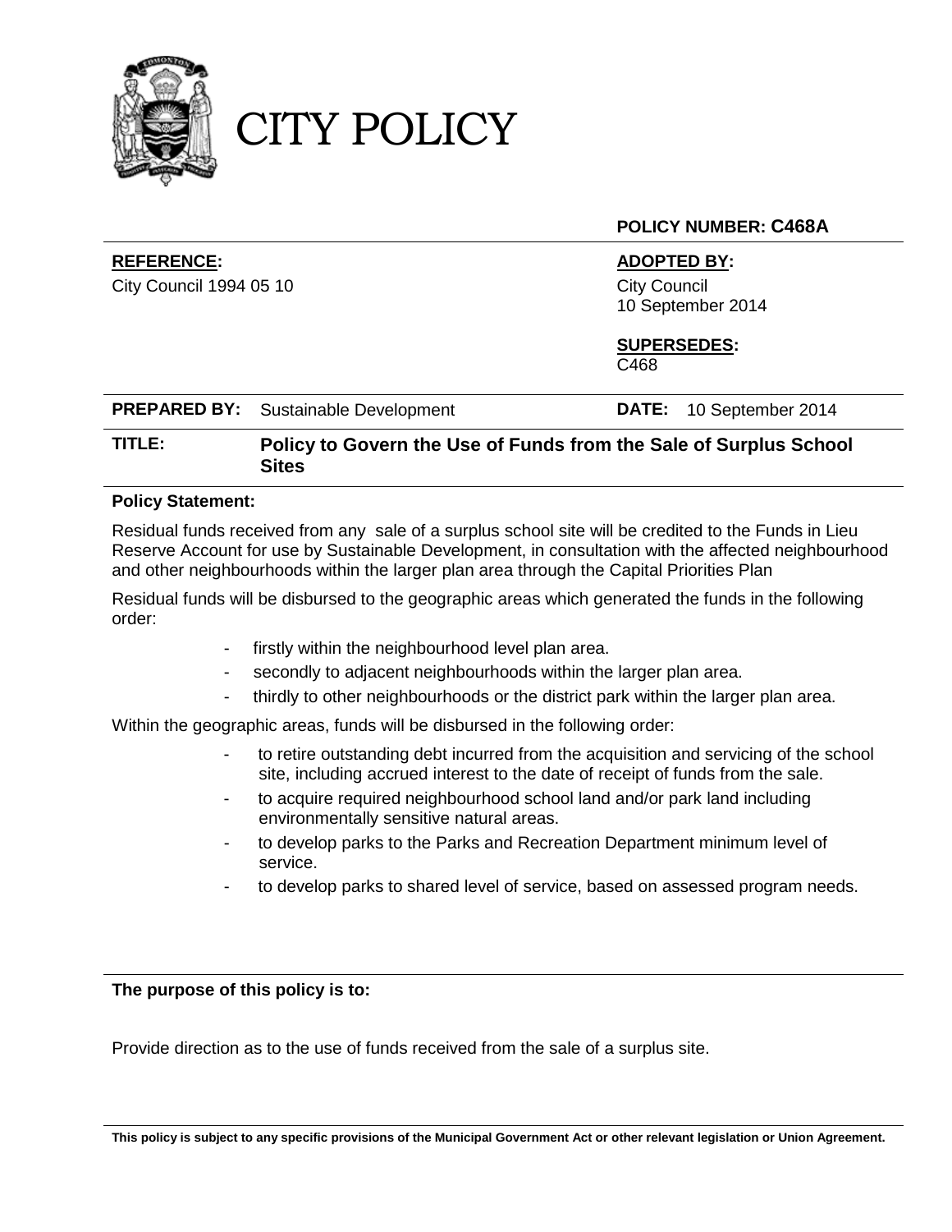# CITY POLICY

**POLICY NUMBER: C468A**

**REFERENCE:**
City Council 1994 05 10

**ADOPTED BY:**
City Council
10 September 2014

**SUPERSEDES:**
C468

**PREPARED BY:** Sustainable Development

**DATE:** 10 September 2014

**TITLE:** **Policy to Govern the Use of Funds from the Sale of Surplus School Sites**

**Policy Statement:**

Residual funds received from any sale of a surplus school site will be credited to the Funds in Lieu Reserve Account for use by Sustainable Development, in consultation with the affected neighbourhood and other neighbourhoods within the larger plan area through the Capital Priorities Plan

Residual funds will be disbursed to the geographic areas which generated the funds in the following order:

- firstly within the neighbourhood level plan area.
- secondly to adjacent neighbourhoods within the larger plan area.
- thirdly to other neighbourhoods or the district park within the larger plan area.

Within the geographic areas, funds will be disbursed in the following order:

- to retire outstanding debt incurred from the acquisition and servicing of the school site, including accrued interest to the date of receipt of funds from the sale.
- to acquire required neighbourhood school land and/or park land including environmentally sensitive natural areas.
- to develop parks to the Parks and Recreation Department minimum level of service.
- to develop parks to shared level of service, based on assessed program needs.

**The purpose of this policy is to:**

Provide direction as to the use of funds received from the sale of a surplus site.

**This policy is subject to any specific provisions of the Municipal Government Act or other relevant legislation or Union Agreement.**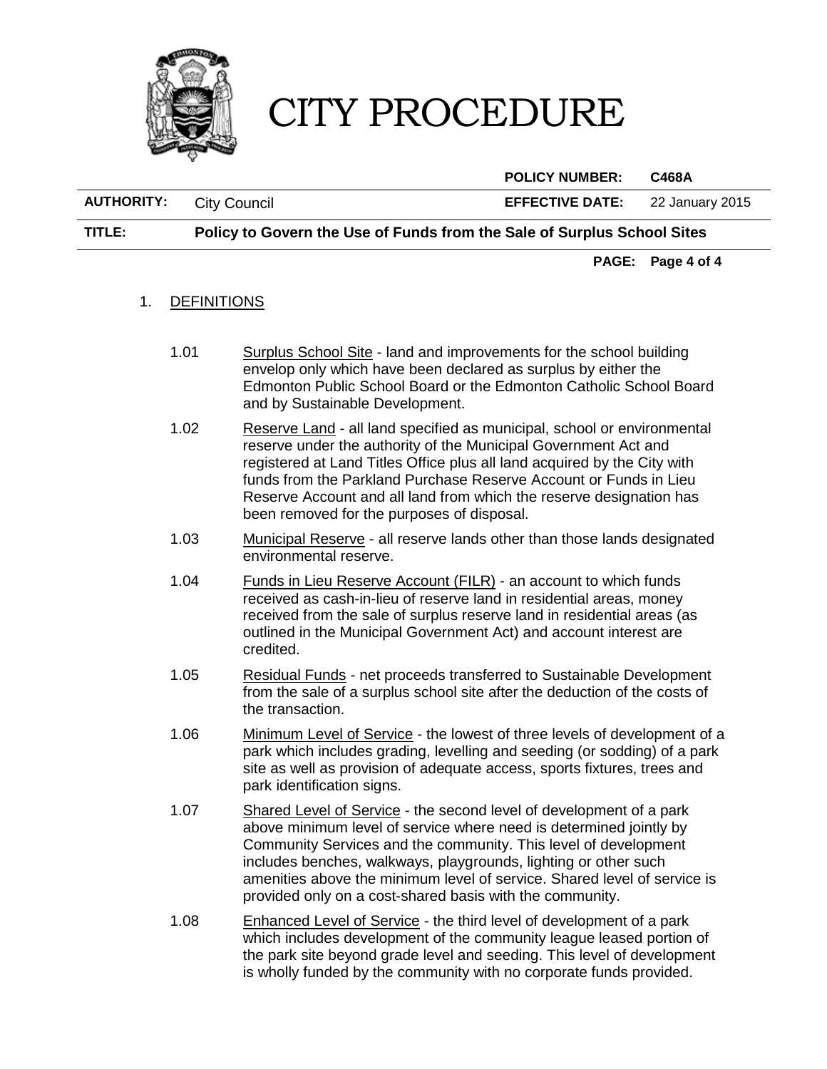1. DEFINITIONS

1.01 Surplus School Site - land and improvements for the school building envelop only which have been declared as surplus by either the Edmonton Public School Board or the Edmonton Catholic School Board and by Sustainable Development.

1.02 Reserve Land - all land specified as municipal, school or environmental reserve under the authority of the Municipal Government Act and registered at Land Titles Office plus all land acquired by the City with funds from the Parkland Purchase Reserve Account or Funds in Lieu Reserve Account and all land from which the reserve designation has been removed for the purposes of disposal.

1.03 Municipal Reserve - all reserve lands other than those lands designated environmental reserve.

1.04 Funds in Lieu Reserve Account (FILR) - an account to which funds received as cash-in-lieu of reserve land in residential areas, money received from the sale of surplus reserve land in residential areas (as outlined in the Municipal Government Act) and account interest are credited.

1.05 Residual Funds - net proceeds transferred to Sustainable Development from the sale of a surplus school site after the deduction of the costs of the transaction.

1.06 Minimum Level of Service - the lowest of three levels of development of a park which includes grading, levelling and seeding (or sodding) of a park site as well as provision of adequate access, sports fixtures, trees and park identification signs.

1.07 Shared Level of Service - the second level of development of a park above minimum level of service where need is determined jointly by Community Services and the community. This level of development includes benches, walkways, playgrounds, lighting or other such amenities above the minimum level of service. Shared level of service is provided only on a cost-shared basis with the community.

1.08 Enhanced Level of Service - the third level of development of a park which includes development of the community league leased portion of the park site beyond grade level and seeding. This level of development is wholly funded by the community with no corporate funds provided.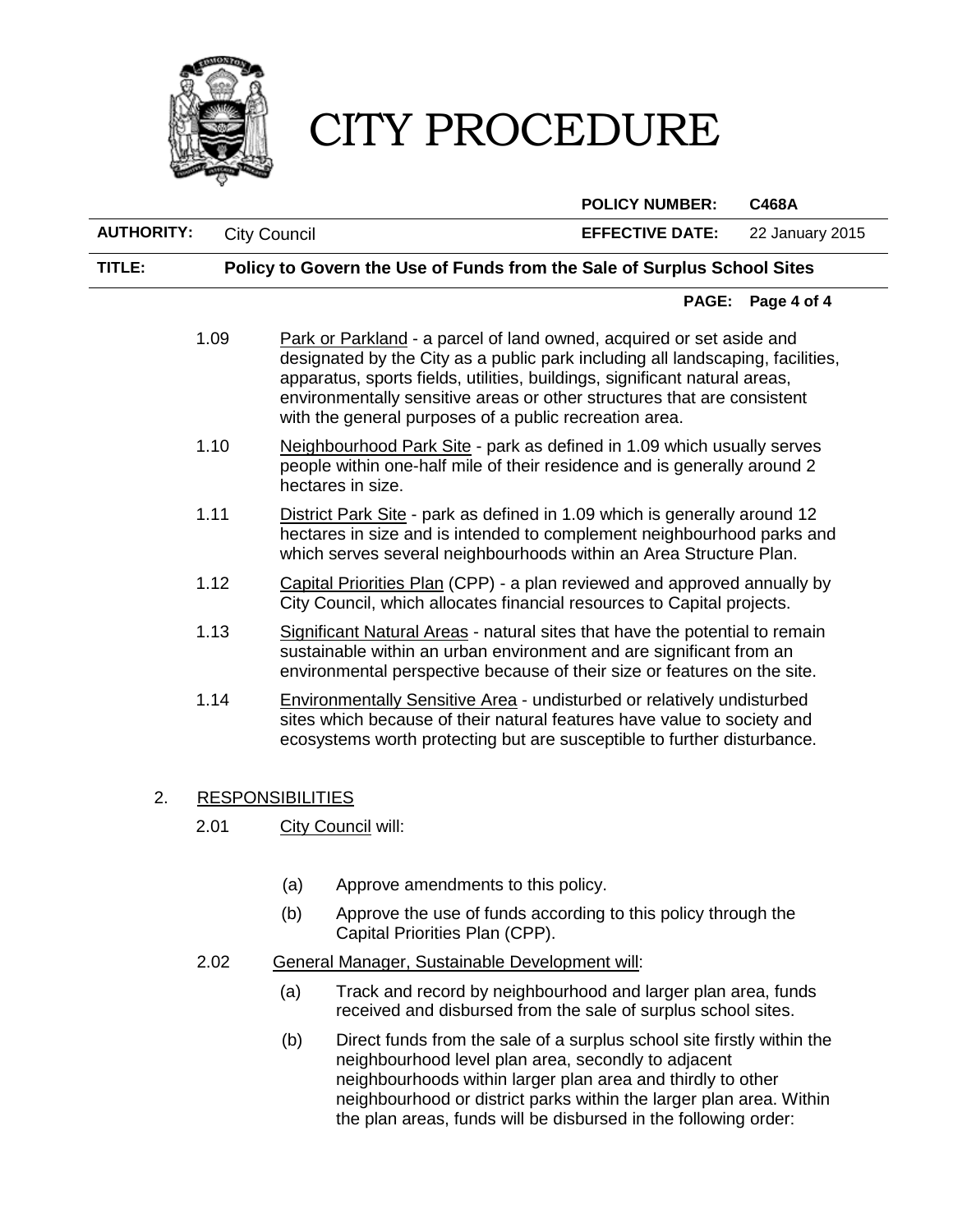1.09 Park or Parkland - a parcel of land owned, acquired or set aside and designated by the City as a public park including all landscaping, facilities, apparatus, sports fields, utilities, buildings, significant natural areas, environmentally sensitive areas or other structures that are consistent with the general purposes of a public recreation area.

1.10 Neighbourhood Park Site - park as defined in 1.09 which usually serves people within one-half mile of their residence and is generally around 2 hectares in size.

1.11 District Park Site - park as defined in 1.09 which is generally around 12 hectares in size and is intended to complement neighbourhood parks and which serves several neighbourhoods within an Area Structure Plan.

1.12 Capital Priorities Plan (CPP) - a plan reviewed and approved annually by City Council, which allocates financial resources to Capital projects.

1.13 Significant Natural Areas - natural sites that have the potential to remain sustainable within an urban environment and are significant from an environmental perspective because of their size or features on the site.

1.14 Environmentally Sensitive Area - undisturbed or relatively undisturbed sites which because of their natural features have value to society and ecosystems worth protecting but are susceptible to further disturbance.

## 2. RESPONSIBILITIES

2.01 City Council will:

(a) Approve amendments to this policy.

(b) Approve the use of funds according to this policy through the Capital Priorities Plan (CPP).

2.02 General Manager, Sustainable Development will:

(a) Track and record by neighbourhood and larger plan area, funds received and disbursed from the sale of surplus school sites.

(b) Direct funds from the sale of a surplus school site firstly within the neighbourhood level plan area, secondly to adjacent neighbourhoods within larger plan area and thirdly to other neighbourhood or district parks within the larger plan area. Within the plan areas, funds will be disbursed in the following order: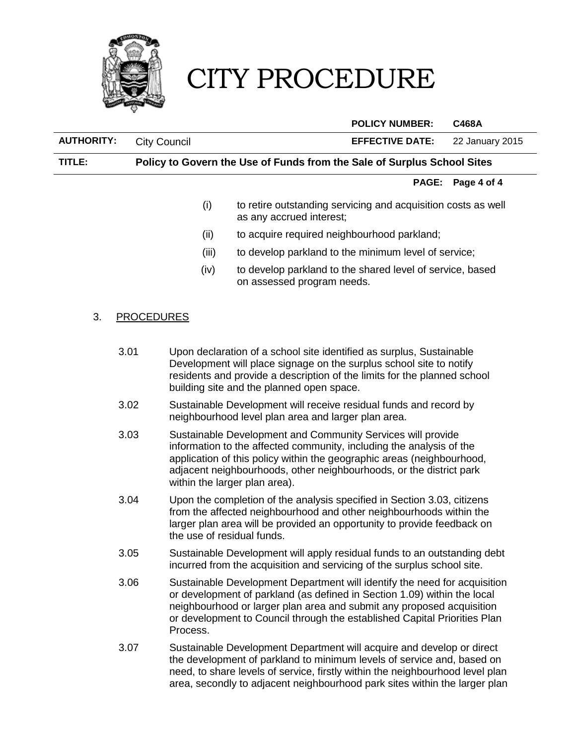(i) to retire outstanding servicing and acquisition costs as well as any accrued interest;

(ii) to acquire required neighbourhood parkland;

(iii) to develop parkland to the minimum level of service;

(iv) to develop parkland to the shared level of service, based on assessed program needs.

3. PROCEDURES

3.01 Upon declaration of a school site identified as surplus, Sustainable Development will place signage on the surplus school site to notify residents and provide a description of the limits for the planned school building site and the planned open space.

3.02 Sustainable Development will receive residual funds and record by neighbourhood level plan area and larger plan area.

3.03 Sustainable Development and Community Services will provide information to the affected community, including the analysis of the application of this policy within the geographic areas (neighbourhood, adjacent neighbourhoods, other neighbourhoods, or the district park within the larger plan area).

3.04 Upon the completion of the analysis specified in Section 3.03, citizens from the affected neighbourhood and other neighbourhoods within the larger plan area will be provided an opportunity to provide feedback on the use of residual funds.

3.05 Sustainable Development will apply residual funds to an outstanding debt incurred from the acquisition and servicing of the surplus school site.

3.06 Sustainable Development Department will identify the need for acquisition or development of parkland (as defined in Section 1.09) within the local neighbourhood or larger plan area and submit any proposed acquisition or development to Council through the established Capital Priorities Plan Process.

3.07 Sustainable Development Department will acquire and develop or direct the development of parkland to minimum levels of service and, based on need, to share levels of service, firstly within the neighbourhood level plan area, secondly to adjacent neighbourhood park sites within the larger plan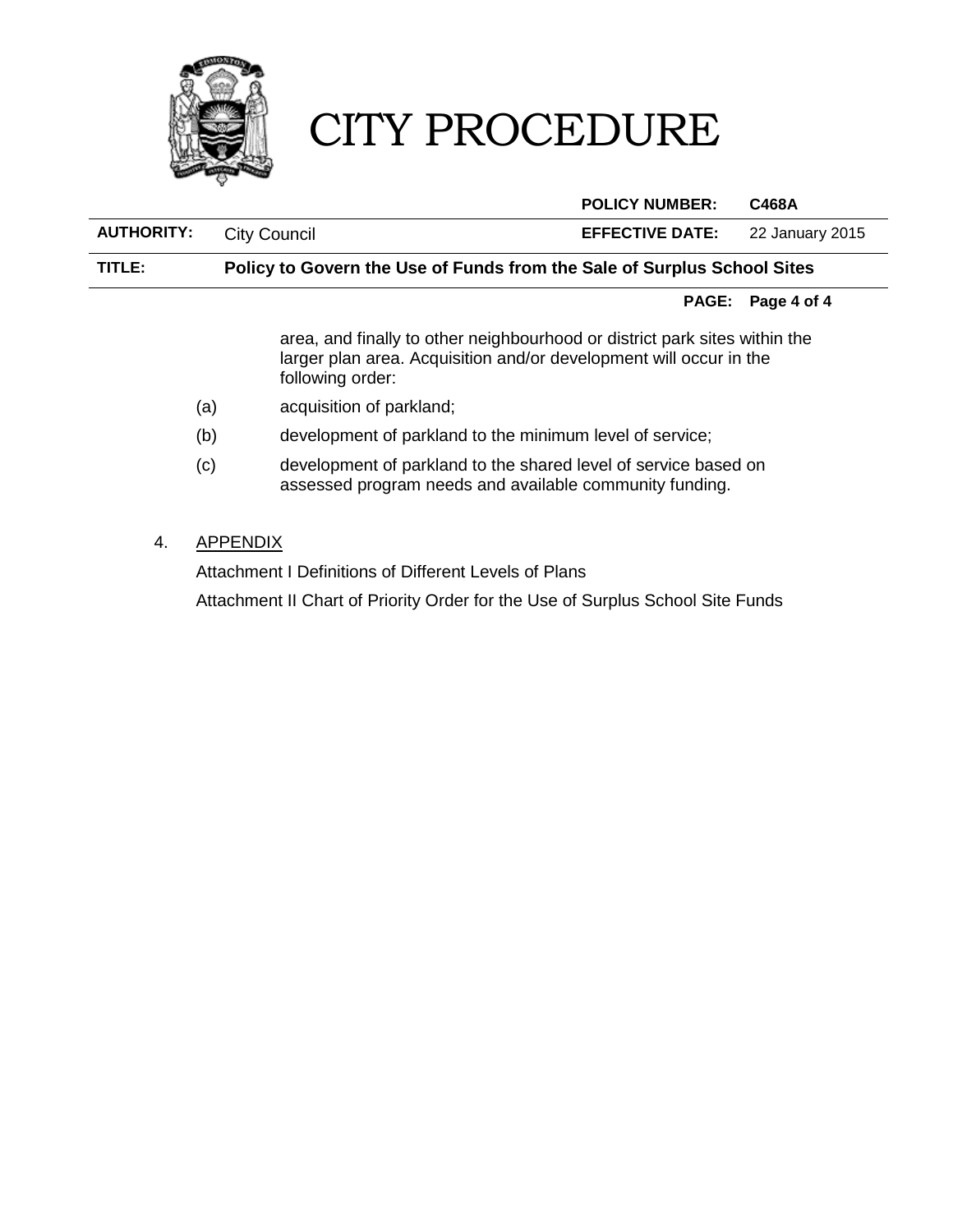area, and finally to other neighbourhood or district park sites within the larger plan area. Acquisition and/or development will occur in the following order:

(a) acquisition of parkland;

(b) development of parkland to the minimum level of service;

(c) development of parkland to the shared level of service based on assessed program needs and available community funding.

4. APPENDIX

Attachment I Definitions of Different Levels of Plans

Attachment II Chart of Priority Order for the Use of Surplus School Site Funds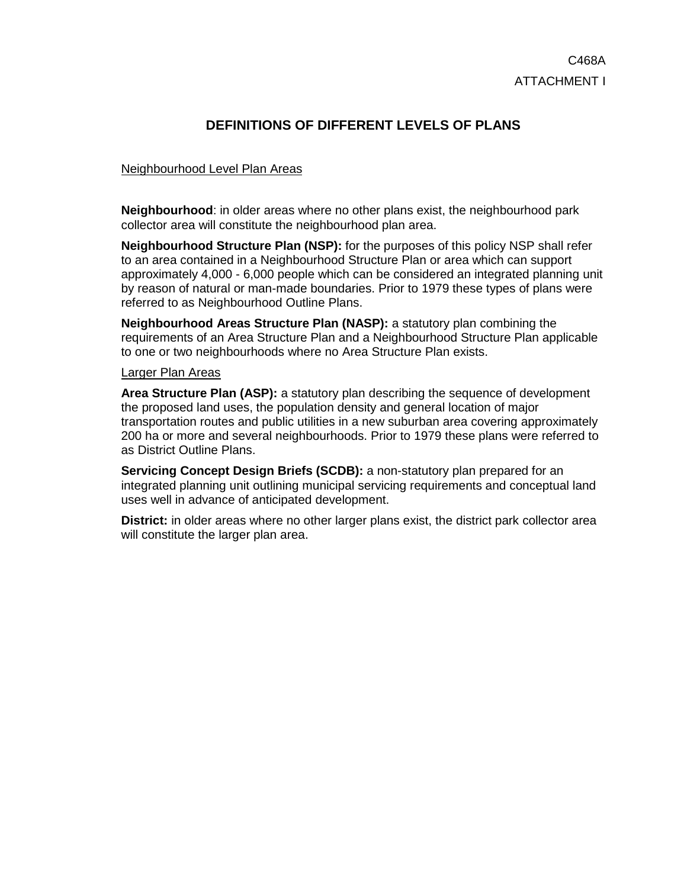C468A

ATTACHMENT I

# DEFINITIONS OF DIFFERENT LEVELS OF PLANS

Neighbourhood Level Plan Areas

**Neighbourhood**: in older areas where no other plans exist, the neighbourhood park collector area will constitute the neighbourhood plan area.

**Neighbourhood Structure Plan (NSP):** for the purposes of this policy NSP shall refer to an area contained in a Neighbourhood Structure Plan or area which can support approximately 4,000 - 6,000 people which can be considered an integrated planning unit by reason of natural or man-made boundaries. Prior to 1979 these types of plans were referred to as Neighbourhood Outline Plans.

**Neighbourhood Areas Structure Plan (NASP):** a statutory plan combining the requirements of an Area Structure Plan and a Neighbourhood Structure Plan applicable to one or two neighbourhoods where no Area Structure Plan exists.

Larger Plan Areas

**Area Structure Plan (ASP):** a statutory plan describing the sequence of development the proposed land uses, the population density and general location of major transportation routes and public utilities in a new suburban area covering approximately 200 ha or more and several neighbourhoods. Prior to 1979 these plans were referred to as District Outline Plans.

**Servicing Concept Design Briefs (SCDB):** a non-statutory plan prepared for an integrated planning unit outlining municipal servicing requirements and conceptual land uses well in advance of anticipated development.

**District:** in older areas where no other larger plans exist, the district park collector area will constitute the larger plan area.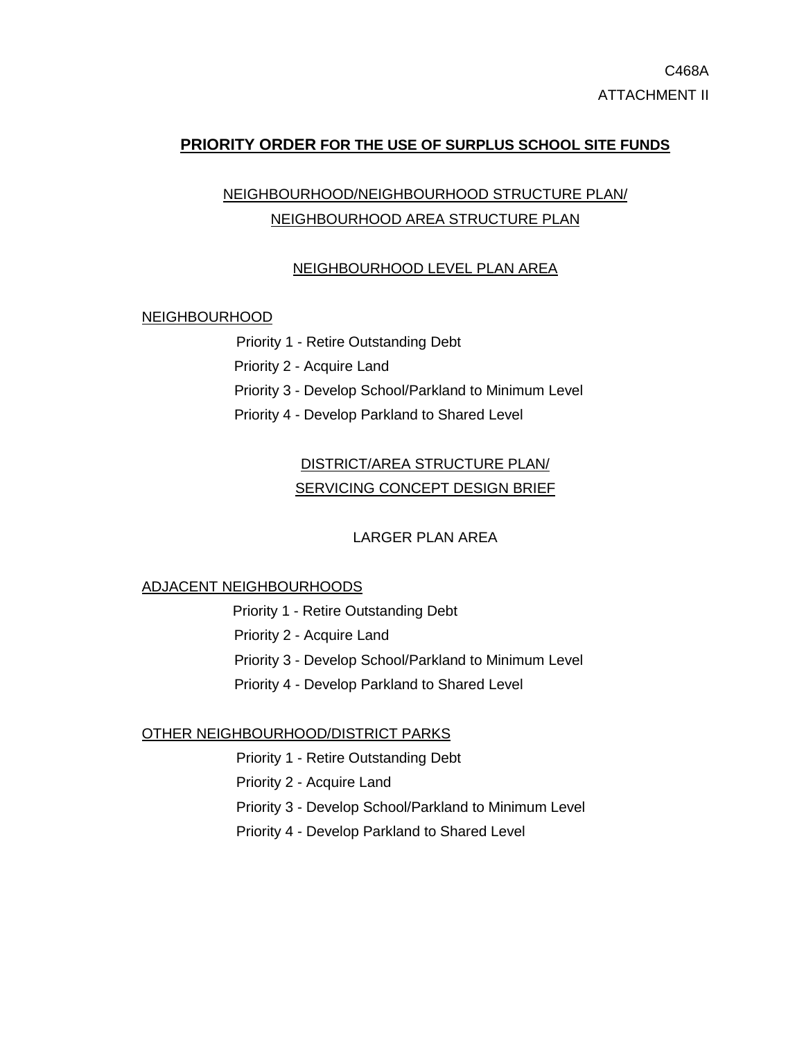C468A

ATTACHMENT II

# PRIORITY ORDER FOR THE USE OF SURPLUS SCHOOL SITE FUNDS

## NEIGHBOURHOOD/NEIGHBOURHOOD STRUCTURE PLAN/ NEIGHBOURHOOD AREA STRUCTURE PLAN

### NEIGHBOURHOOD LEVEL PLAN AREA

NEIGHBOURHOOD

Priority 1 - Retire Outstanding Debt

Priority 2 - Acquire Land

Priority 3 - Develop School/Parkland to Minimum Level

Priority 4 - Develop Parkland to Shared Level

## DISTRICT/AREA STRUCTURE PLAN/ SERVICING CONCEPT DESIGN BRIEF

### LARGER PLAN AREA

ADJACENT NEIGHBOURHOODS

Priority 1 - Retire Outstanding Debt

Priority 2 - Acquire Land

Priority 3 - Develop School/Parkland to Minimum Level

Priority 4 - Develop Parkland to Shared Level

OTHER NEIGHBOURHOOD/DISTRICT PARKS

Priority 1 - Retire Outstanding Debt

Priority 2 - Acquire Land

Priority 3 - Develop School/Parkland to Minimum Level

Priority 4 - Develop Parkland to Shared Level